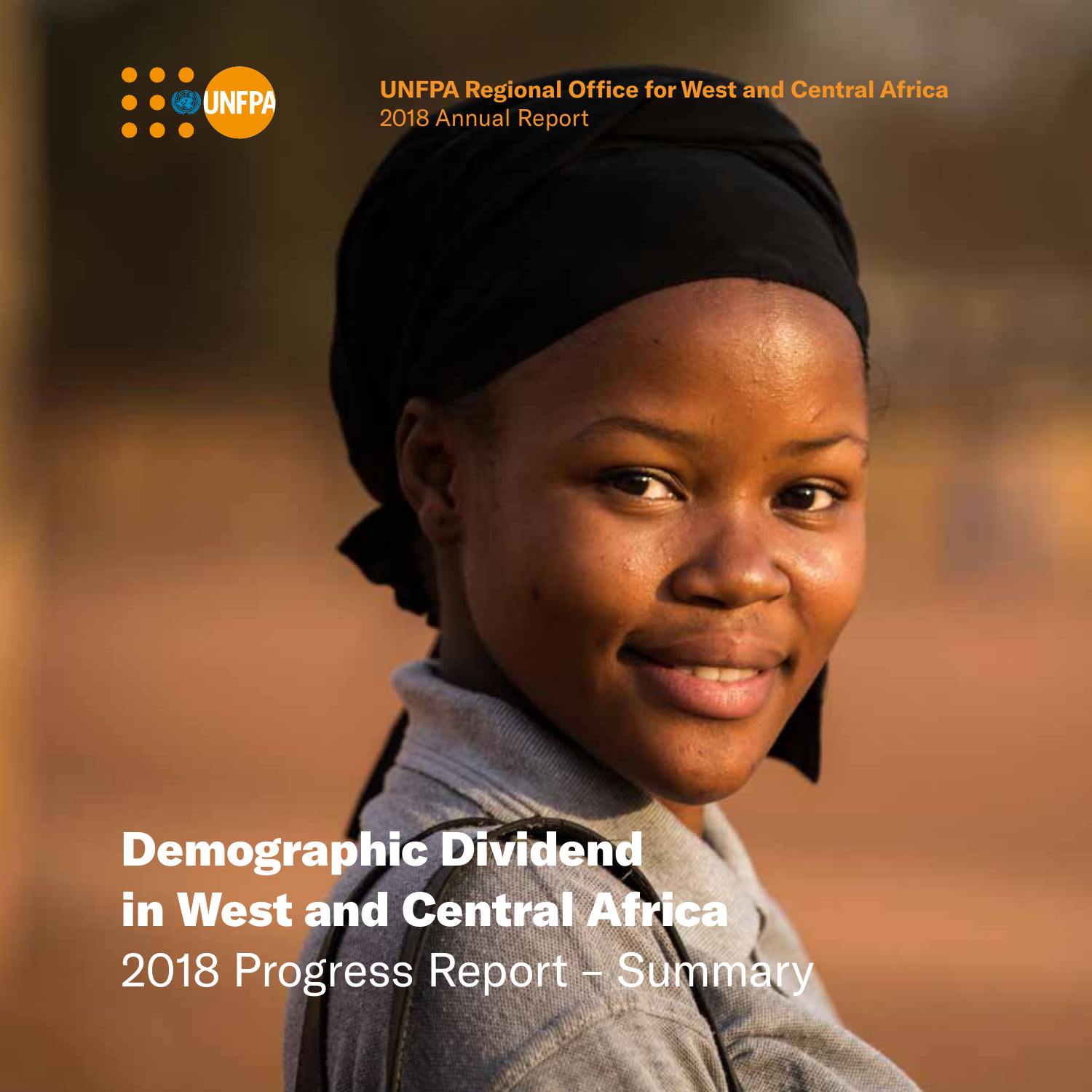UNFPA

**UNFPA Regional Office for West and Central Africa**
2018 Annual Report

# Demographic Dividend in West and Central Africa

2018 Progress Report – Summary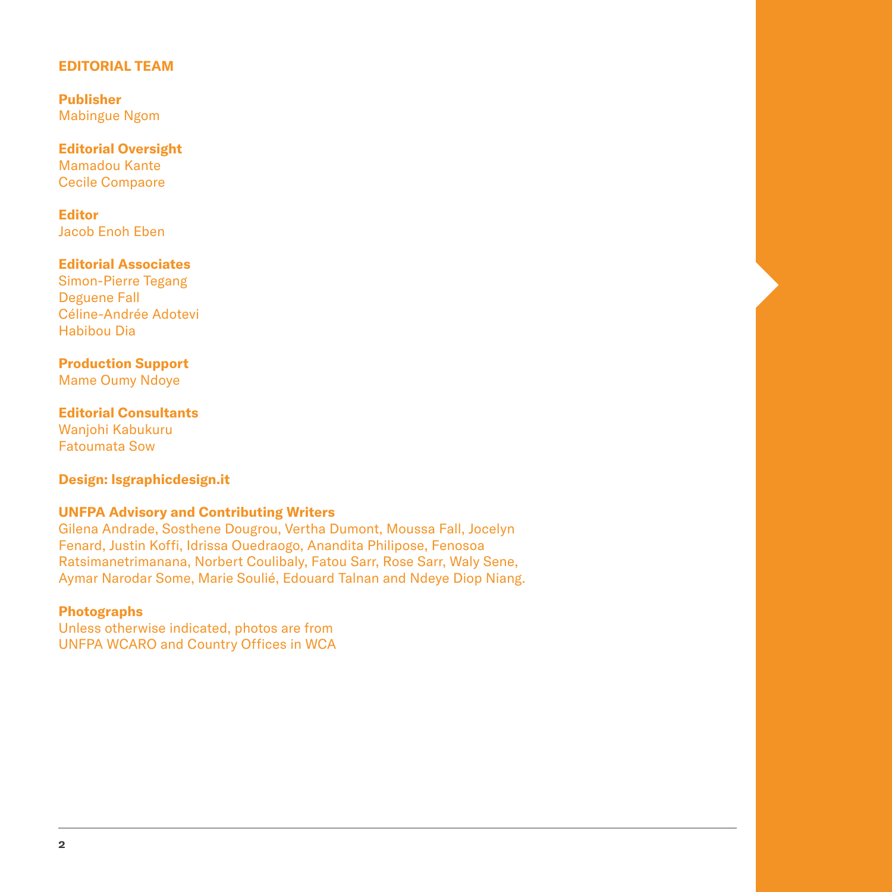## EDITORIAL TEAM

**Publisher**
Mabingue Ngom

**Editorial Oversight**
Mamadou Kante
Cecile Compaore

**Editor**
Jacob Enoh Eben

**Editorial Associates**
Simon-Pierre Tegang
Deguene Fall
Céline-Andrée Adotevi
Habibou Dia

**Production Support**
Mame Oumy Ndoye

**Editorial Consultants**
Wanjohi Kabukuru
Fatoumata Sow

**Design: lsgraphicdesign.it**

**UNFPA Advisory and Contributing Writers**
Gilena Andrade, Sosthene Dougrou, Vertha Dumont, Moussa Fall, Jocelyn Fenard, Justin Koffi, Idrissa Ouedraogo, Anandita Philipose, Fenosoa Ratsimanetrimanana, Norbert Coulibaly, Fatou Sarr, Rose Sarr, Waly Sene, Aymar Narodar Some, Marie Soulié, Edouard Talnan and Ndeye Diop Niang.

**Photographs**
Unless otherwise indicated, photos are from UNFPA WCARO and Country Offices in WCA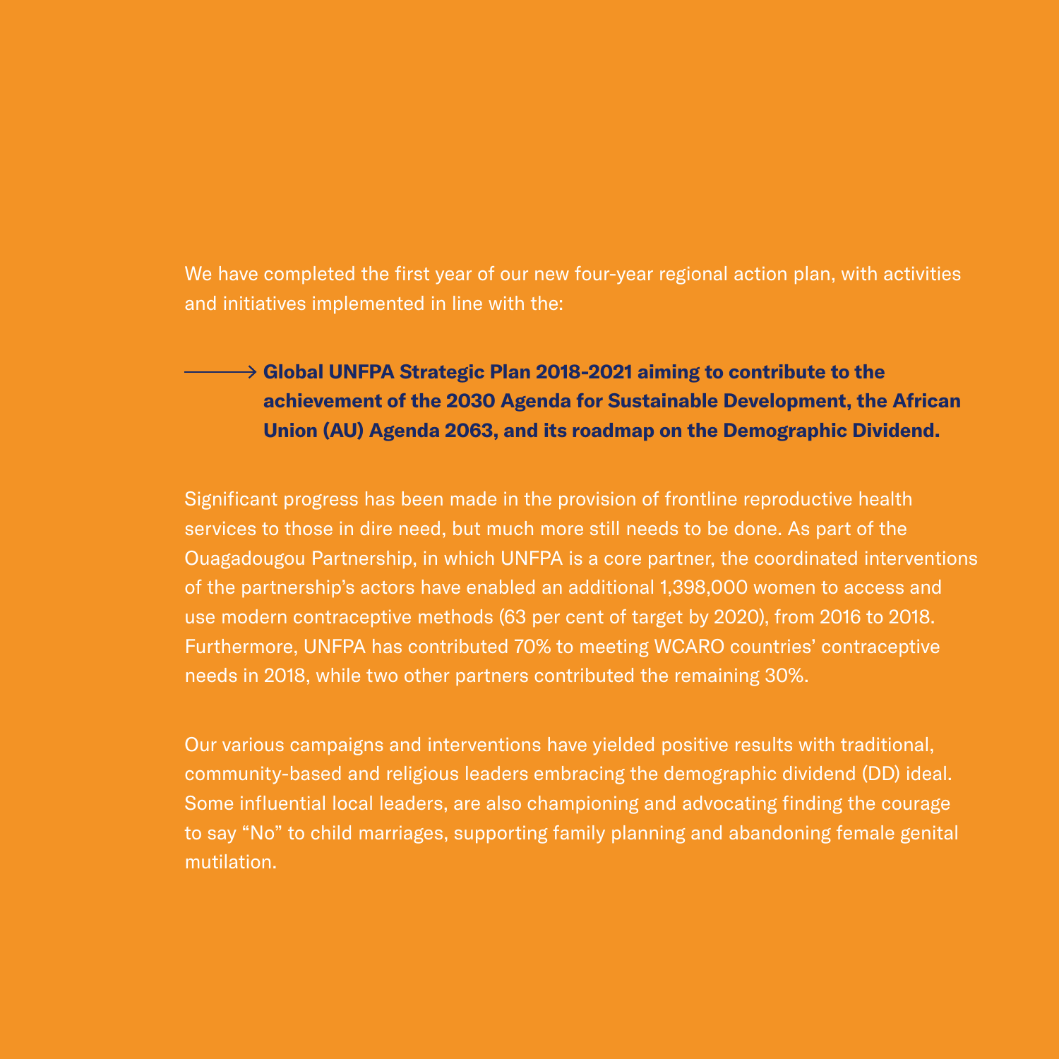We have completed the first year of our new four-year regional action plan, with activities and initiatives implemented in line with the:

→ **Global UNFPA Strategic Plan 2018-2021 aiming to contribute to the achievement of the 2030 Agenda for Sustainable Development, the African Union (AU) Agenda 2063, and its roadmap on the Demographic Dividend.**

Significant progress has been made in the provision of frontline reproductive health services to those in dire need, but much more still needs to be done. As part of the Ouagadougou Partnership, in which UNFPA is a core partner, the coordinated interventions of the partnership's actors have enabled an additional 1,398,000 women to access and use modern contraceptive methods (63 per cent of target by 2020), from 2016 to 2018. Furthermore, UNFPA has contributed 70% to meeting WCARO countries' contraceptive needs in 2018, while two other partners contributed the remaining 30%.

Our various campaigns and interventions have yielded positive results with traditional, community-based and religious leaders embracing the demographic dividend (DD) ideal. Some influential local leaders, are also championing and advocating finding the courage to say "No" to child marriages, supporting family planning and abandoning female genital mutilation.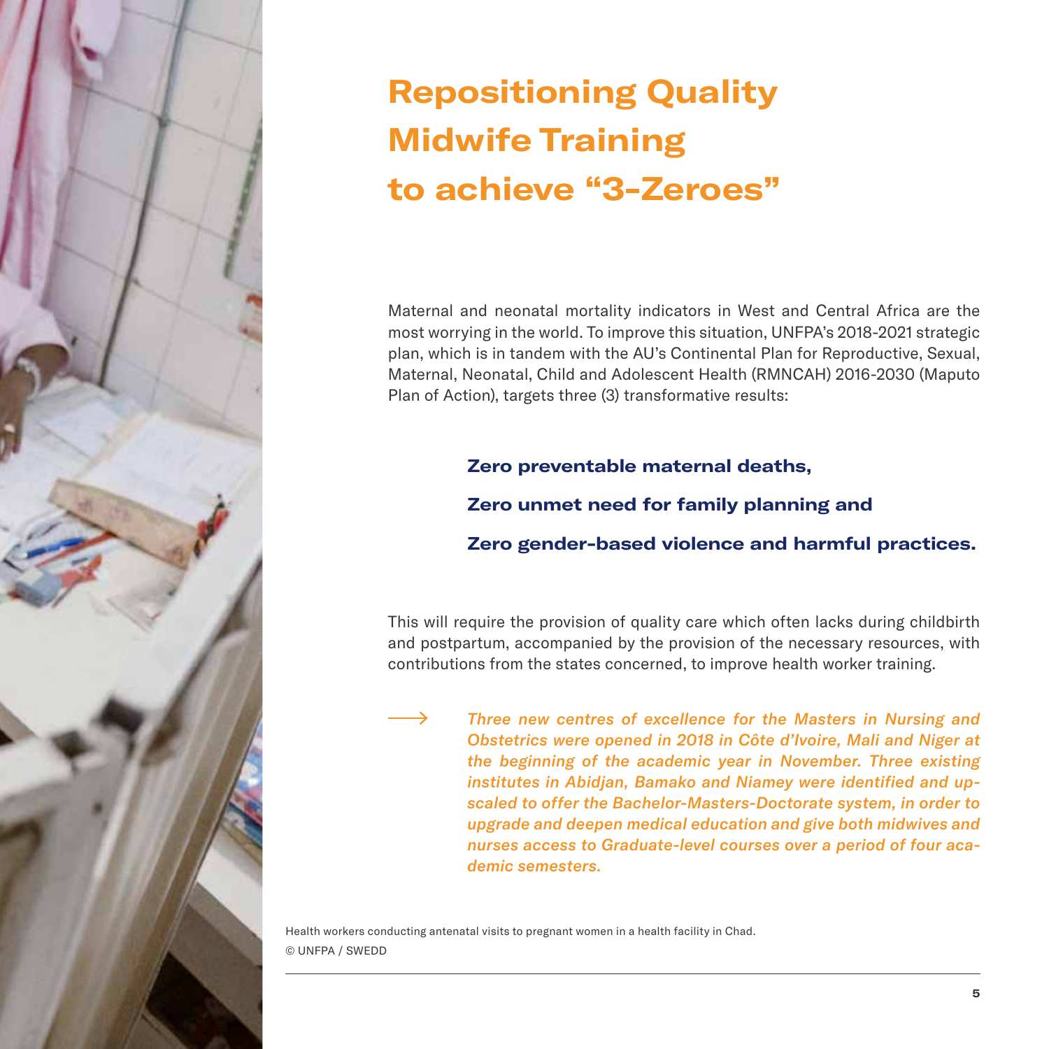# Repositioning Quality Midwife Training to achieve "3-Zeroes"

Maternal and neonatal mortality indicators in West and Central Africa are the most worrying in the world. To improve this situation, UNFPA's 2018-2021 strategic plan, which is in tandem with the AU's Continental Plan for Reproductive, Sexual, Maternal, Neonatal, Child and Adolescent Health (RMNCAH) 2016-2030 (Maputo Plan of Action), targets three (3) transformative results:

**Zero preventable maternal deaths,**

**Zero unmet need for family planning and**

**Zero gender-based violence and harmful practices.**

This will require the provision of quality care which often lacks during childbirth and postpartum, accompanied by the provision of the necessary resources, with contributions from the states concerned, to improve health worker training.

→ ***Three new centres of excellence for the Masters in Nursing and Obstetrics were opened in 2018 in Côte d'Ivoire, Mali and Niger at the beginning of the academic year in November. Three existing institutes in Abidjan, Bamako and Niamey were identified and upscaled to offer the Bachelor-Masters-Doctorate system, in order to upgrade and deepen medical education and give both midwives and nurses access to Graduate-level courses over a period of four academic semesters.***

Health workers conducting antenatal visits to pregnant women in a health facility in Chad.
© UNFPA / SWEDD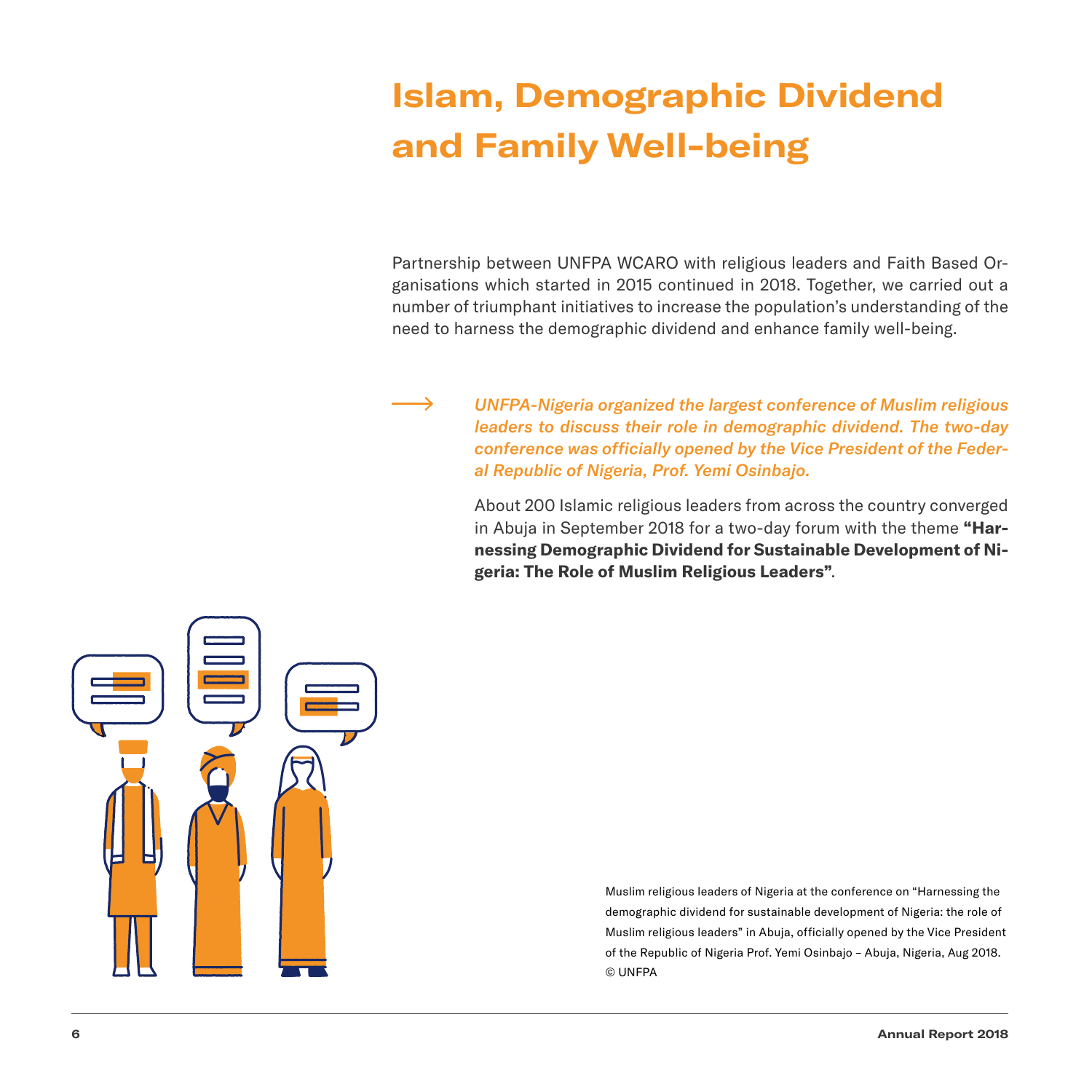# Islam, Demographic Dividend and Family Well-being

Partnership between UNFPA WCARO with religious leaders and Faith Based Organisations which started in 2015 continued in 2018. Together, we carried out a number of triumphant initiatives to increase the population's understanding of the need to harness the demographic dividend and enhance family well-being.

→ ***UNFPA-Nigeria organized the largest conference of Muslim religious leaders to discuss their role in demographic dividend. The two-day conference was officially opened by the Vice President of the Federal Republic of Nigeria, Prof. Yemi Osinbajo.***

About 200 Islamic religious leaders from across the country converged in Abuja in September 2018 for a two-day forum with the theme **"Harnessing Demographic Dividend for Sustainable Development of Nigeria: The Role of Muslim Religious Leaders"**.

Muslim religious leaders of Nigeria at the conference on "Harnessing the demographic dividend for sustainable development of Nigeria: the role of Muslim religious leaders" in Abuja, officially opened by the Vice President of the Republic of Nigeria Prof. Yemi Osinbajo – Abuja, Nigeria, Aug 2018. © UNFPA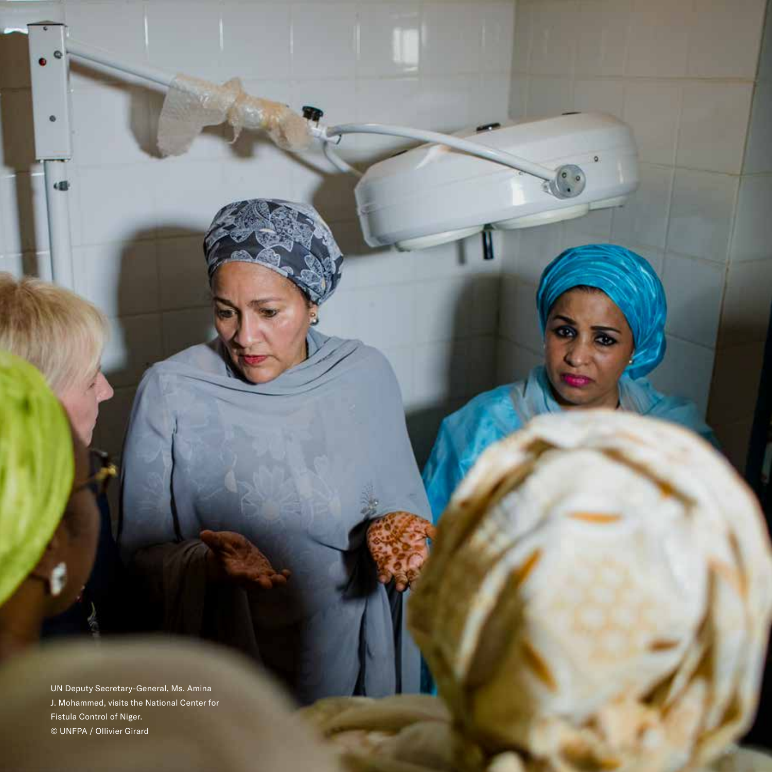UN Deputy Secretary-General, Ms. Amina J. Mohammed, visits the National Center for Fistula Control of Niger.
© UNFPA / Ollivier Girard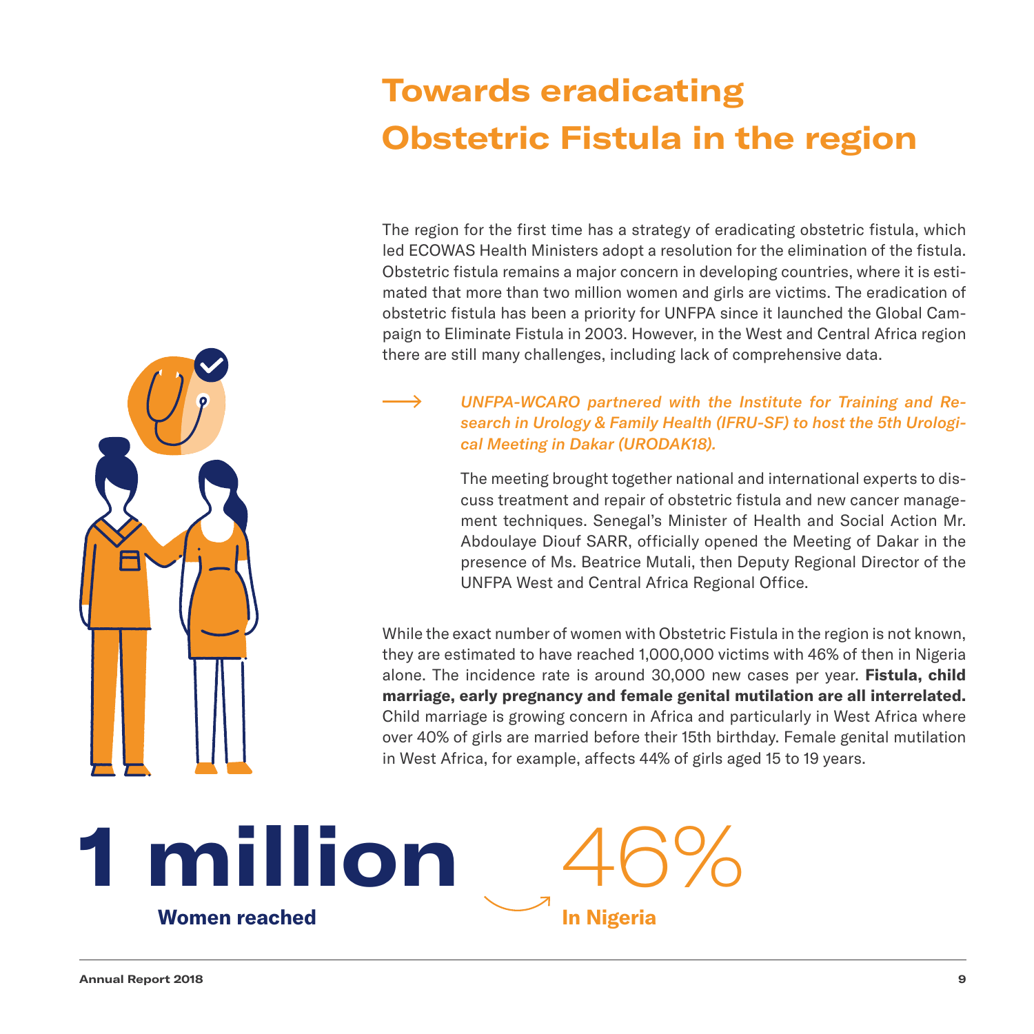# Towards eradicating Obstetric Fistula in the region

The region for the first time has a strategy of eradicating obstetric fistula, which led ECOWAS Health Ministers adopt a resolution for the elimination of the fistula. Obstetric fistula remains a major concern in developing countries, where it is estimated that more than two million women and girls are victims. The eradication of obstetric fistula has been a priority for UNFPA since it launched the Global Campaign to Eliminate Fistula in 2003. However, in the West and Central Africa region there are still many challenges, including lack of comprehensive data.

→ ***UNFPA-WCARO partnered with the Institute for Training and Research in Urology & Family Health (IFRU-SF) to host the 5th Urological Meeting in Dakar (URODAK18).***

The meeting brought together national and international experts to discuss treatment and repair of obstetric fistula and new cancer management techniques. Senegal's Minister of Health and Social Action Mr. Abdoulaye Diouf SARR, officially opened the Meeting of Dakar in the presence of Ms. Beatrice Mutali, then Deputy Regional Director of the UNFPA West and Central Africa Regional Office.

While the exact number of women with Obstetric Fistula in the region is not known, they are estimated to have reached 1,000,000 victims with 46% of then in Nigeria alone. The incidence rate is around 30,000 new cases per year. **Fistula, child marriage, early pregnancy and female genital mutilation are all interrelated.** Child marriage is growing concern in Africa and particularly in West Africa where over 40% of girls are married before their 15th birthday. Female genital mutilation in West Africa, for example, affects 44% of girls aged 15 to 19 years.

**1 million**
**Women reached**

46%
**In Nigeria**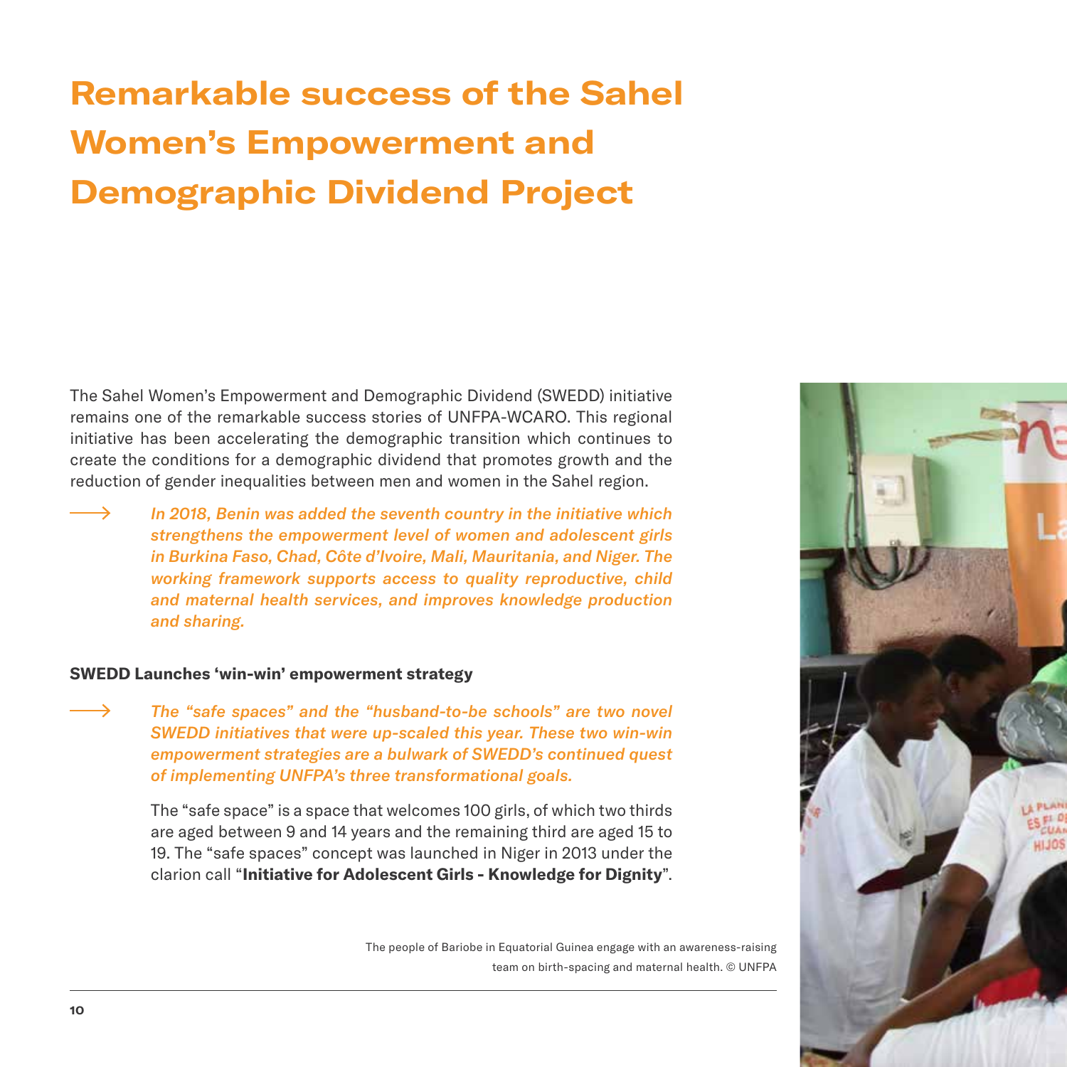# Remarkable success of the Sahel Women's Empowerment and Demographic Dividend Project

The Sahel Women's Empowerment and Demographic Dividend (SWEDD) initiative remains one of the remarkable success stories of UNFPA-WCARO. This regional initiative has been accelerating the demographic transition which continues to create the conditions for a demographic dividend that promotes growth and the reduction of gender inequalities between men and women in the Sahel region.

→ *In 2018, Benin was added the seventh country in the initiative which strengthens the empowerment level of women and adolescent girls in Burkina Faso, Chad, Côte d'Ivoire, Mali, Mauritania, and Niger. The working framework supports access to quality reproductive, child and maternal health services, and improves knowledge production and sharing.*

**SWEDD Launches 'win-win' empowerment strategy**

→ *The "safe spaces" and the "husband-to-be schools" are two novel SWEDD initiatives that were up-scaled this year. These two win-win empowerment strategies are a bulwark of SWEDD's continued quest of implementing UNFPA's three transformational goals.*

The "safe space" is a space that welcomes 100 girls, of which two thirds are aged between 9 and 14 years and the remaining third are aged 15 to 19. The "safe spaces" concept was launched in Niger in 2013 under the clarion call "**Initiative for Adolescent Girls - Knowledge for Dignity**".

The people of Bariobe in Equatorial Guinea engage with an awareness-raising team on birth-spacing and maternal health. © UNFPA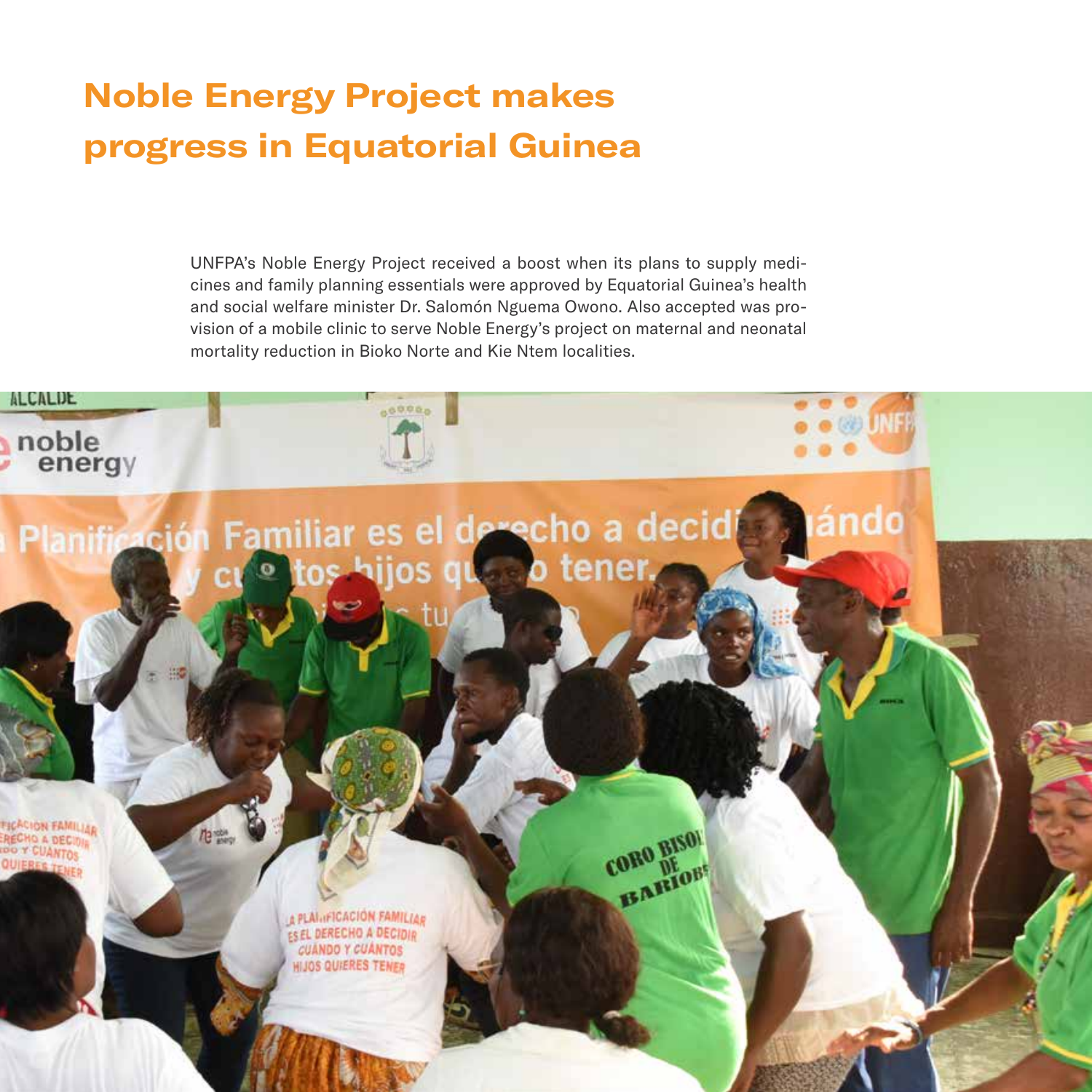# Noble Energy Project makes progress in Equatorial Guinea

UNFPA's Noble Energy Project received a boost when its plans to supply medicines and family planning essentials were approved by Equatorial Guinea's health and social welfare minister Dr. Salomón Nguema Owono. Also accepted was provision of a mobile clinic to serve Noble Energy's project on maternal and neonatal mortality reduction in Bioko Norte and Kie Ntem localities.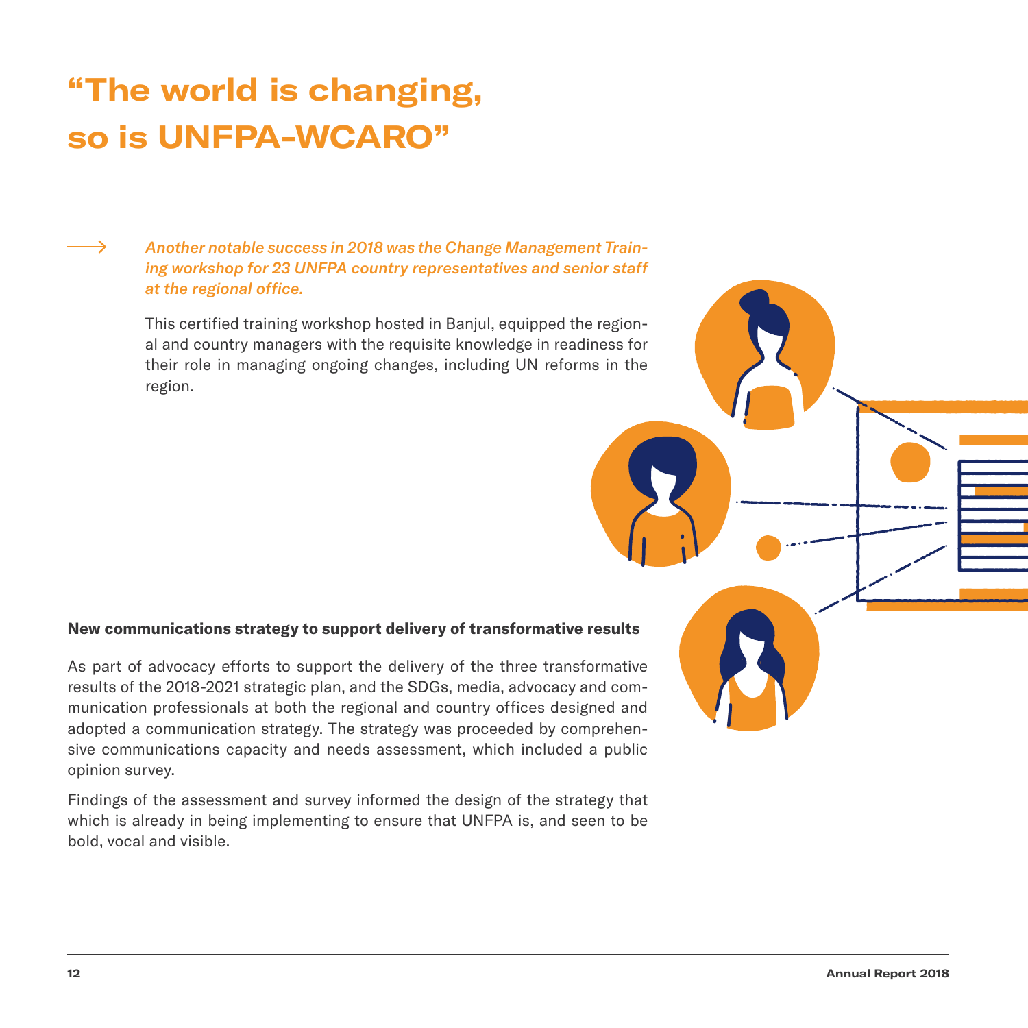# "The world is changing, so is UNFPA-WCARO"

→ *Another notable success in 2018 was the Change Management Training workshop for 23 UNFPA country representatives and senior staff at the regional office.*

This certified training workshop hosted in Banjul, equipped the regional and country managers with the requisite knowledge in readiness for their role in managing ongoing changes, including UN reforms in the region.

**New communications strategy to support delivery of transformative results**

As part of advocacy efforts to support the delivery of the three transformative results of the 2018-2021 strategic plan, and the SDGs, media, advocacy and communication professionals at both the regional and country offices designed and adopted a communication strategy. The strategy was proceeded by comprehensive communications capacity and needs assessment, which included a public opinion survey.

Findings of the assessment and survey informed the design of the strategy that which is already in being implementing to ensure that UNFPA is, and seen to be bold, vocal and visible.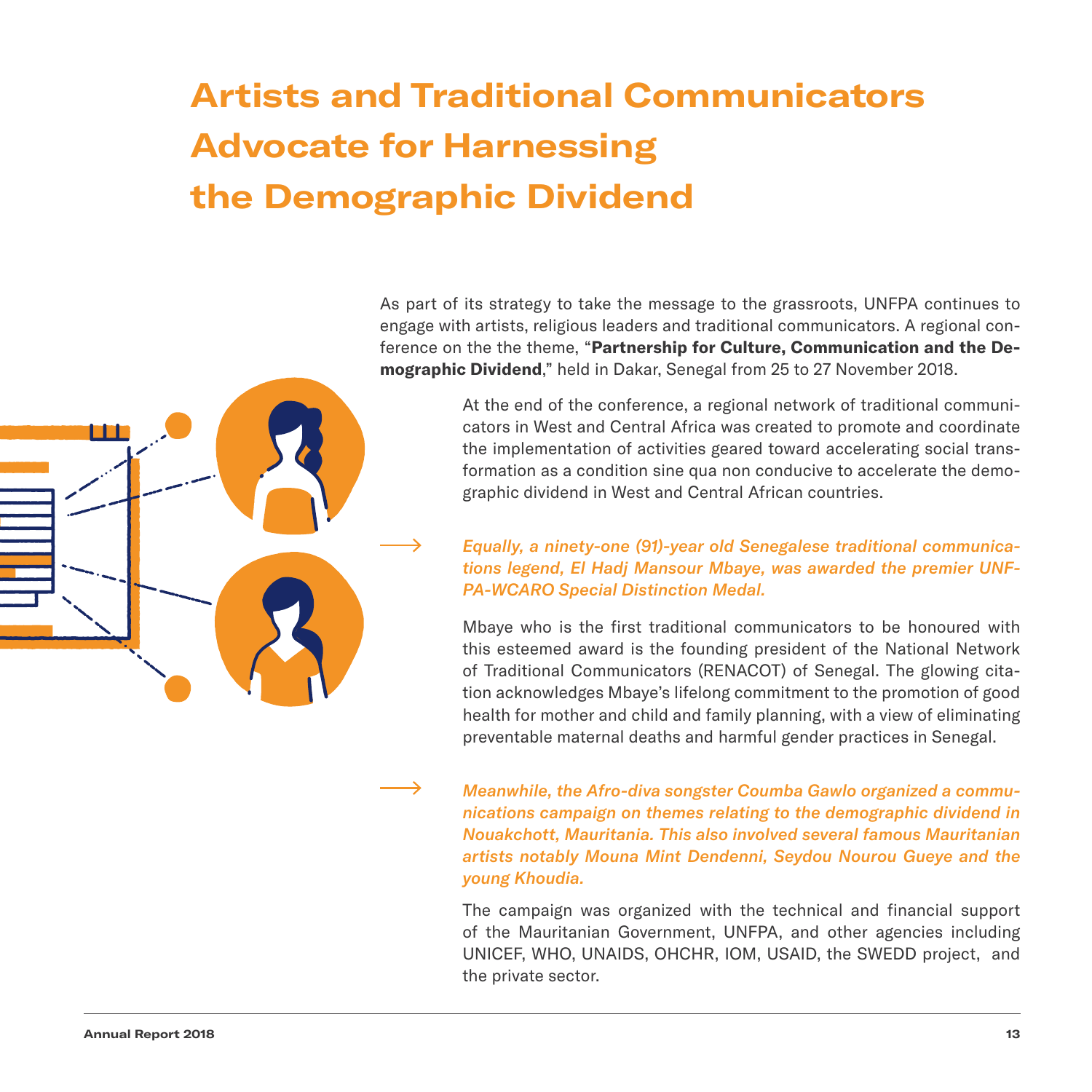# Artists and Traditional Communicators Advocate for Harnessing the Demographic Dividend

As part of its strategy to take the message to the grassroots, UNFPA continues to engage with artists, religious leaders and traditional communicators. A regional conference on the the theme, "**Partnership for Culture, Communication and the Demographic Dividend**," held in Dakar, Senegal from 25 to 27 November 2018.

At the end of the conference, a regional network of traditional communicators in West and Central Africa was created to promote and coordinate the implementation of activities geared toward accelerating social transformation as a condition sine qua non conducive to accelerate the demographic dividend in West and Central African countries.

→ ***Equally, a ninety-one (91)-year old Senegalese traditional communications legend, El Hadj Mansour Mbaye, was awarded the premier UNFPA-WCARO Special Distinction Medal.***

Mbaye who is the first traditional communicators to be honoured with this esteemed award is the founding president of the National Network of Traditional Communicators (RENACOT) of Senegal. The glowing citation acknowledges Mbaye's lifelong commitment to the promotion of good health for mother and child and family planning, with a view of eliminating preventable maternal deaths and harmful gender practices in Senegal.

→ ***Meanwhile, the Afro-diva songster Coumba Gawlo organized a communications campaign on themes relating to the demographic dividend in Nouakchott, Mauritania. This also involved several famous Mauritanian artists notably Mouna Mint Dendenni, Seydou Nourou Gueye and the young Khoudia.***

The campaign was organized with the technical and financial support of the Mauritanian Government, UNFPA, and other agencies including UNICEF, WHO, UNAIDS, OHCHR, IOM, USAID, the SWEDD project, and the private sector.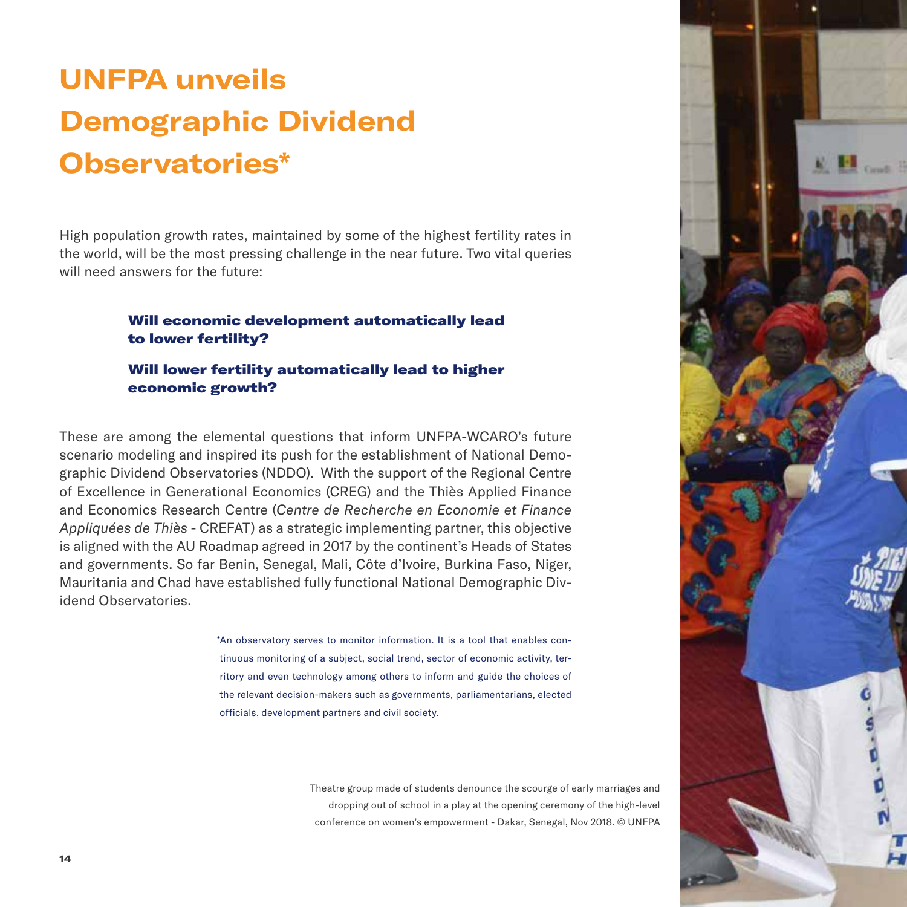# UNFPA unveils Demographic Dividend Observatories*

High population growth rates, maintained by some of the highest fertility rates in the world, will be the most pressing challenge in the near future. Two vital queries will need answers for the future:

**Will economic development automatically lead to lower fertility?**

**Will lower fertility automatically lead to higher economic growth?**

These are among the elemental questions that inform UNFPA-WCARO's future scenario modeling and inspired its push for the establishment of National Demographic Dividend Observatories (NDDO). With the support of the Regional Centre of Excellence in Generational Economics (CREG) and the Thiès Applied Finance and Economics Research Centre (*Centre de Recherche en Economie et Finance Appliquées de Thiès* - CREFAT) as a strategic implementing partner, this objective is aligned with the AU Roadmap agreed in 2017 by the continent's Heads of States and governments. So far Benin, Senegal, Mali, Côte d'Ivoire, Burkina Faso, Niger, Mauritania and Chad have established fully functional National Demographic Dividend Observatories.

*An observatory serves to monitor information. It is a tool that enables continuous monitoring of a subject, social trend, sector of economic activity, territory and even technology among others to inform and guide the choices of the relevant decision-makers such as governments, parliamentarians, elected officials, development partners and civil society.

Theatre group made of students denounce the scourge of early marriages and dropping out of school in a play at the opening ceremony of the high-level conference on women's empowerment - Dakar, Senegal, Nov 2018. © UNFPA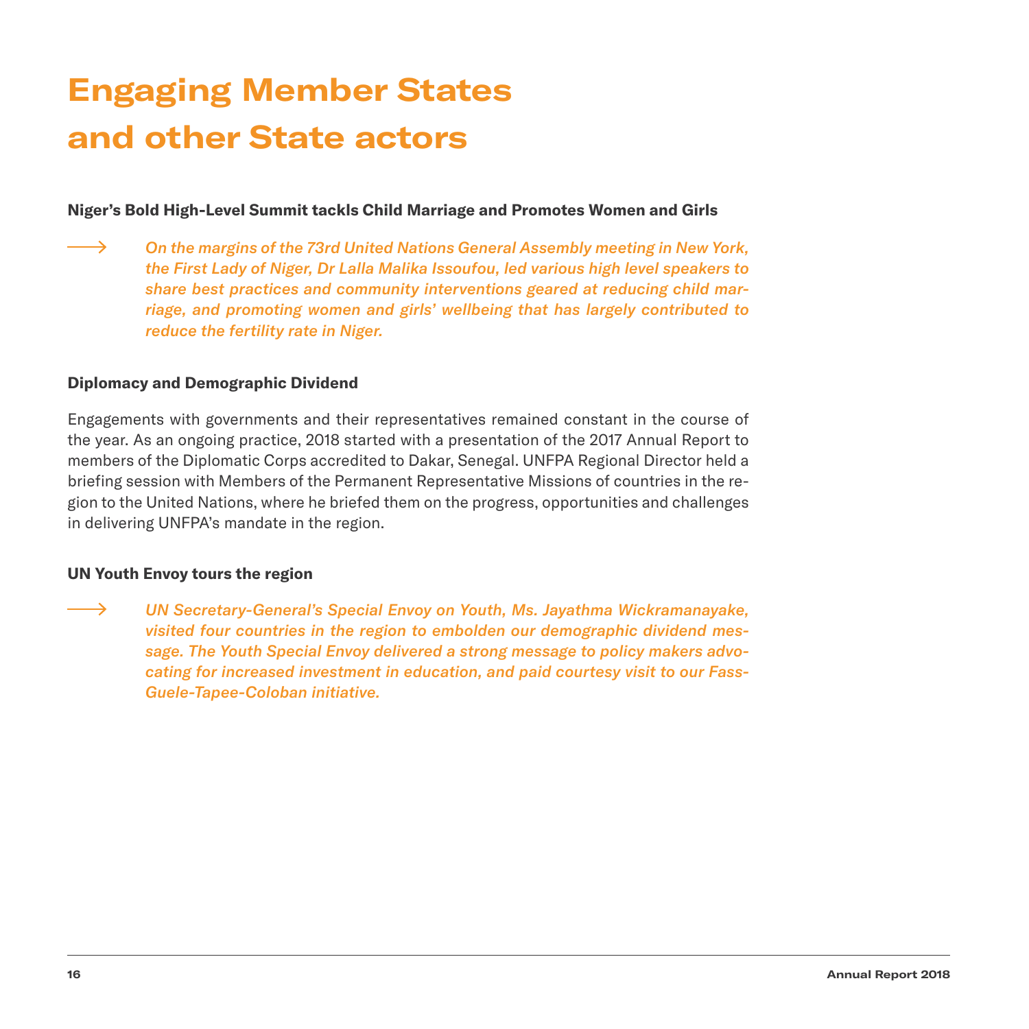# Engaging Member States and other State actors

**Niger's Bold High-Level Summit tackls Child Marriage and Promotes Women and Girls**

⟶ *On the margins of the 73rd United Nations General Assembly meeting in New York, the First Lady of Niger, Dr Lalla Malika Issoufou, led various high level speakers to share best practices and community interventions geared at reducing child marriage, and promoting women and girls' wellbeing that has largely contributed to reduce the fertility rate in Niger.*

**Diplomacy and Demographic Dividend**

Engagements with governments and their representatives remained constant in the course of the year. As an ongoing practice, 2018 started with a presentation of the 2017 Annual Report to members of the Diplomatic Corps accredited to Dakar, Senegal. UNFPA Regional Director held a briefing session with Members of the Permanent Representative Missions of countries in the region to the United Nations, where he briefed them on the progress, opportunities and challenges in delivering UNFPA's mandate in the region.

**UN Youth Envoy tours the region**

⟶ *UN Secretary-General's Special Envoy on Youth, Ms. Jayathma Wickramanayake, visited four countries in the region to embolden our demographic dividend message. The Youth Special Envoy delivered a strong message to policy makers advocating for increased investment in education, and paid courtesy visit to our Fass-Guele-Tapee-Coloban initiative.*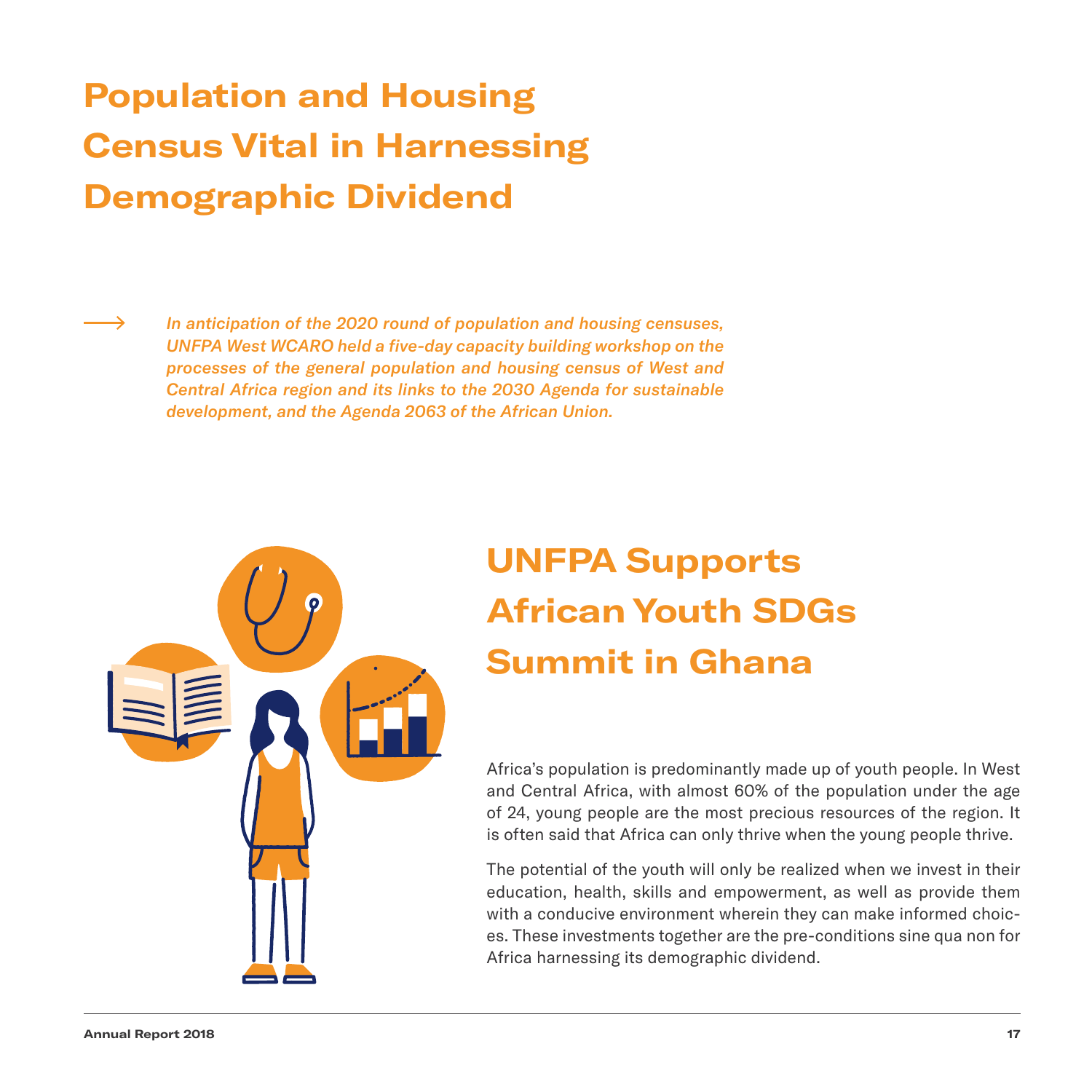# Population and Housing Census Vital in Harnessing Demographic Dividend

⟶ *In anticipation of the 2020 round of population and housing censuses, UNFPA West WCARO held a five-day capacity building workshop on the processes of the general population and housing census of West and Central Africa region and its links to the 2030 Agenda for sustainable development, and the Agenda 2063 of the African Union.*

# UNFPA Supports African Youth SDGs Summit in Ghana

Africa's population is predominantly made up of youth people. In West and Central Africa, with almost 60% of the population under the age of 24, young people are the most precious resources of the region. It is often said that Africa can only thrive when the young people thrive.

The potential of the youth will only be realized when we invest in their education, health, skills and empowerment, as well as provide them with a conducive environment wherein they can make informed choices. These investments together are the pre-conditions sine qua non for Africa harnessing its demographic dividend.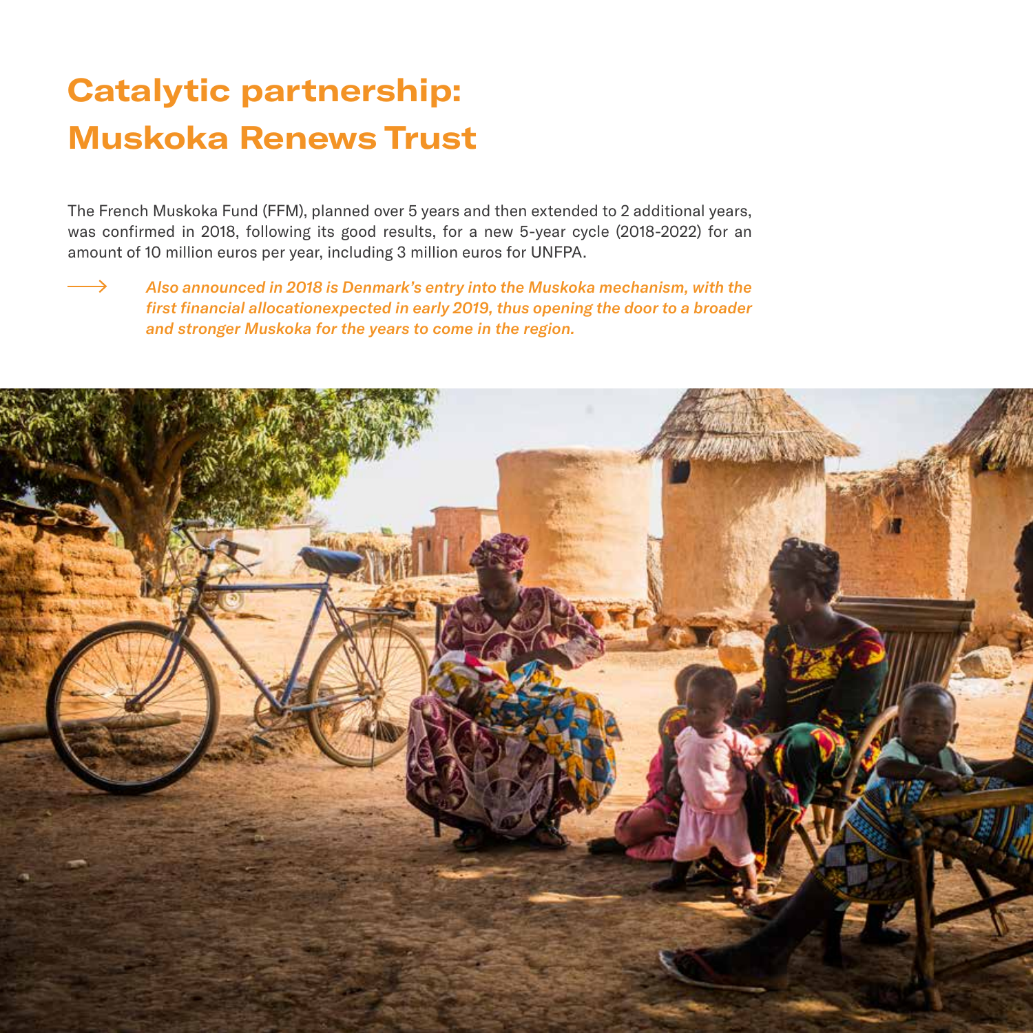# Catalytic partnership: Muskoka Renews Trust

The French Muskoka Fund (FFM), planned over 5 years and then extended to 2 additional years, was confirmed in 2018, following its good results, for a new 5-year cycle (2018-2022) for an amount of 10 million euros per year, including 3 million euros for UNFPA.

→ ***Also announced in 2018 is Denmark's entry into the Muskoka mechanism, with the first financial allocationexpected in early 2019, thus opening the door to a broader and stronger Muskoka for the years to come in the region.***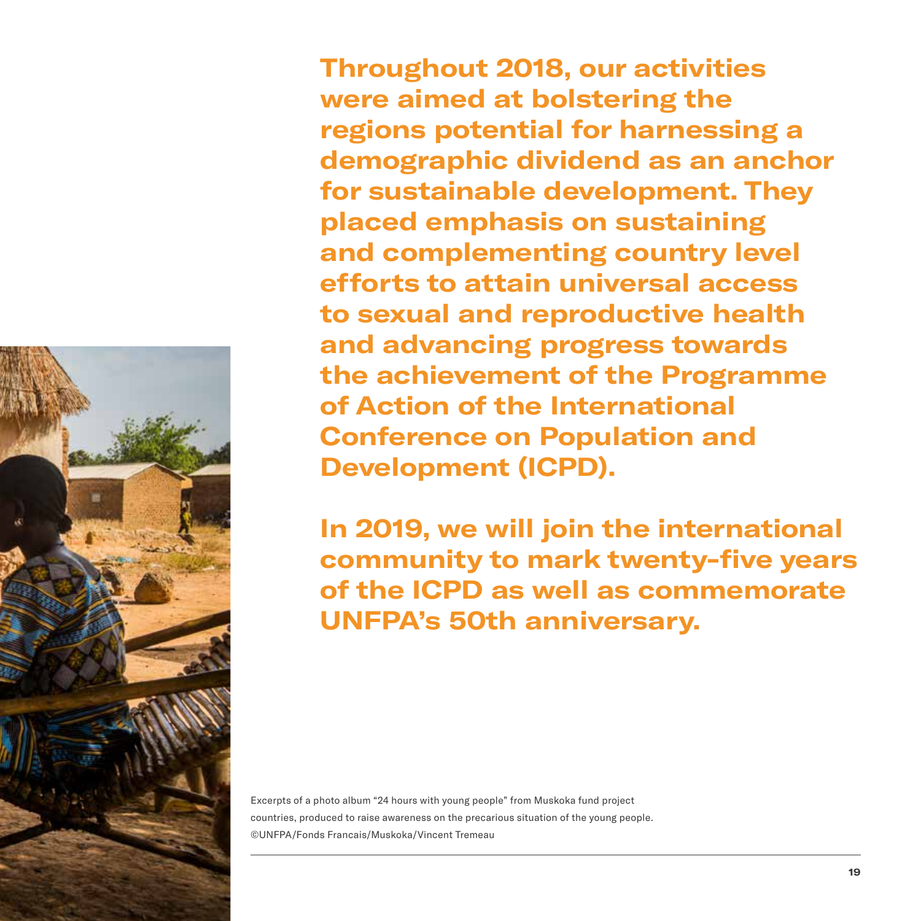**Throughout 2018, our activities were aimed at bolstering the regions potential for harnessing a demographic dividend as an anchor for sustainable development. They placed emphasis on sustaining and complementing country level efforts to attain universal access to sexual and reproductive health and advancing progress towards the achievement of the Programme of Action of the International Conference on Population and Development (ICPD).**

**In 2019, we will join the international community to mark twenty-five years of the ICPD as well as commemorate UNFPA's 50th anniversary.**

Excerpts of a photo album "24 hours with young people" from Muskoka fund project countries, produced to raise awareness on the precarious situation of the young people.
©UNFPA/Fonds Francais/Muskoka/Vincent Tremeau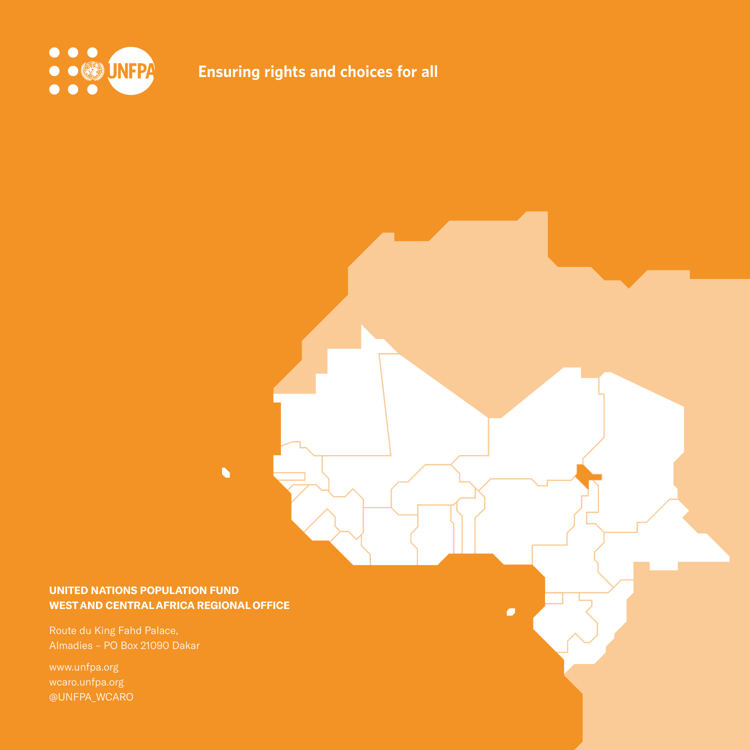Ensuring rights and choices for all

**UNITED NATIONS POPULATION FUND**
**WEST AND CENTRAL AFRICA REGIONAL OFFICE**

Route du King Fahd Palace,
Almadies – PO Box 21090 Dakar

www.unfpa.org
wcaro.unfpa.org
@UNFPA_WCARO